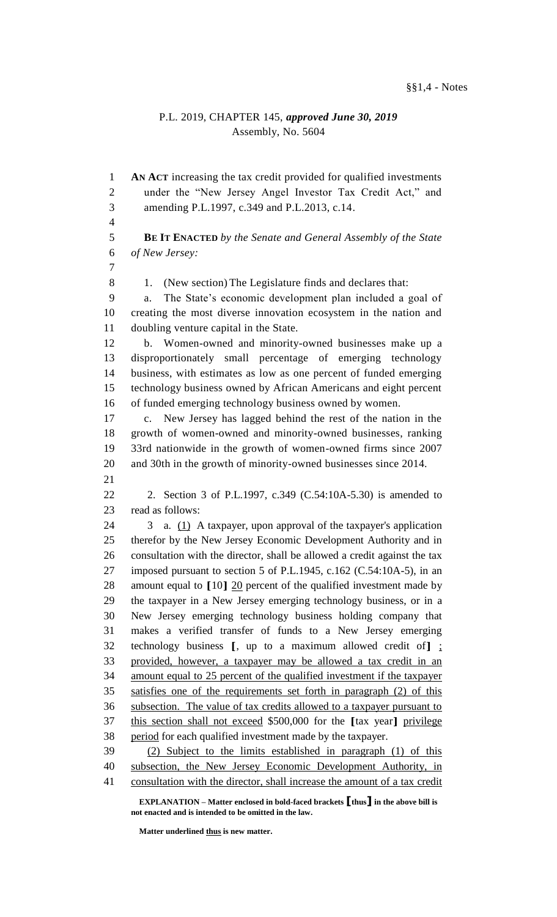§§1,4 - Notes

P.L. 2019, CHAPTER 145, *approved June 30, 2019*
Assembly, No. 5604

**AN ACT** increasing the tax credit provided for qualified investments under the "New Jersey Angel Investor Tax Credit Act," and amending P.L.1997, c.349 and P.L.2013, c.14.

**BE IT ENACTED** *by the Senate and General Assembly of the State of New Jersey:*

1. (New section) The Legislature finds and declares that:

a. The State's economic development plan included a goal of creating the most diverse innovation ecosystem in the nation and doubling venture capital in the State.

b. Women-owned and minority-owned businesses make up a disproportionately small percentage of emerging technology business, with estimates as low as one percent of funded emerging technology business owned by African Americans and eight percent of funded emerging technology business owned by women.

c. New Jersey has lagged behind the rest of the nation in the growth of women-owned and minority-owned businesses, ranking 33rd nationwide in the growth of women-owned firms since 2007 and 30th in the growth of minority-owned businesses since 2014.

2. Section 3 of P.L.1997, c.349 (C.54:10A-5.30) is amended to read as follows:

3 a. (1) A taxpayer, upon approval of the taxpayer's application therefor by the New Jersey Economic Development Authority and in consultation with the director, shall be allowed a credit against the tax imposed pursuant to section 5 of P.L.1945, c.162 (C.54:10A-5), in an amount equal to **[**10**]** 20 percent of the qualified investment made by the taxpayer in a New Jersey emerging technology business, or in a New Jersey emerging technology business holding company that makes a verified transfer of funds to a New Jersey emerging technology business **[**, up to a maximum allowed credit of**]** ; provided, however, a taxpayer may be allowed a tax credit in an amount equal to 25 percent of the qualified investment if the taxpayer satisfies one of the requirements set forth in paragraph (2) of this subsection. The value of tax credits allowed to a taxpayer pursuant to this section shall not exceed $500,000 for the **[**tax year**]** privilege period for each qualified investment made by the taxpayer.

(2) Subject to the limits established in paragraph (1) of this subsection, the New Jersey Economic Development Authority, in consultation with the director, shall increase the amount of a tax credit

**EXPLANATION – Matter enclosed in bold-faced brackets [thus] in the above bill is not enacted and is intended to be omitted in the law.**

**Matter underlined thus is new matter.**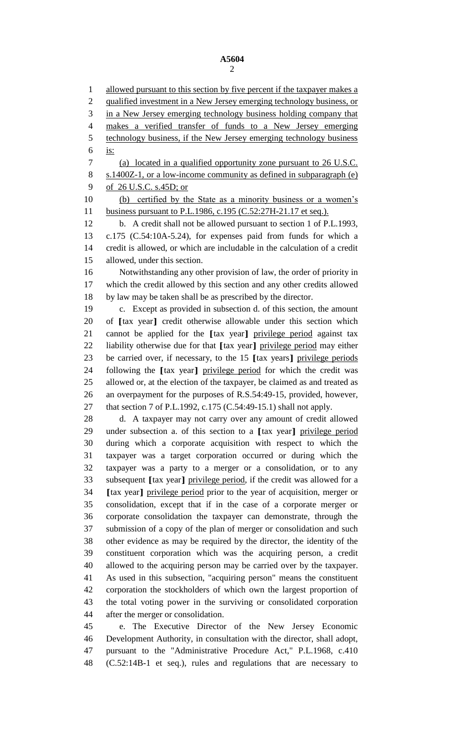allowed pursuant to this section by five percent if the taxpayer makes a qualified investment in a New Jersey emerging technology business, or in a New Jersey emerging technology business holding company that makes a verified transfer of funds to a New Jersey emerging technology business, if the New Jersey emerging technology business is:

(a) located in a qualified opportunity zone pursuant to 26 U.S.C. s.1400Z-1, or a low-income community as defined in subparagraph (e) of 26 U.S.C. s.45D; or

(b) certified by the State as a minority business or a women's business pursuant to P.L.1986, c.195 (C.52:27H-21.17 et seq.).

b. A credit shall not be allowed pursuant to section 1 of P.L.1993, c.175 (C.54:10A-5.24), for expenses paid from funds for which a credit is allowed, or which are includable in the calculation of a credit allowed, under this section.

Notwithstanding any other provision of law, the order of priority in which the credit allowed by this section and any other credits allowed by law may be taken shall be as prescribed by the director.

c. Except as provided in subsection d. of this section, the amount of [tax year] credit otherwise allowable under this section which cannot be applied for the [tax year] privilege period against tax liability otherwise due for that [tax year] privilege period may either be carried over, if necessary, to the 15 [tax years] privilege periods following the [tax year] privilege period for which the credit was allowed or, at the election of the taxpayer, be claimed as and treated as an overpayment for the purposes of R.S.54:49-15, provided, however, that section 7 of P.L.1992, c.175 (C.54:49-15.1) shall not apply.

d. A taxpayer may not carry over any amount of credit allowed under subsection a. of this section to a [tax year] privilege period during which a corporate acquisition with respect to which the taxpayer was a target corporation occurred or during which the taxpayer was a party to a merger or a consolidation, or to any subsequent [tax year] privilege period, if the credit was allowed for a [tax year] privilege period prior to the year of acquisition, merger or consolidation, except that if in the case of a corporate merger or corporate consolidation the taxpayer can demonstrate, through the submission of a copy of the plan of merger or consolidation and such other evidence as may be required by the director, the identity of the constituent corporation which was the acquiring person, a credit allowed to the acquiring person may be carried over by the taxpayer. As used in this subsection, "acquiring person" means the constituent corporation the stockholders of which own the largest proportion of the total voting power in the surviving or consolidated corporation after the merger or consolidation.

e. The Executive Director of the New Jersey Economic Development Authority, in consultation with the director, shall adopt, pursuant to the "Administrative Procedure Act," P.L.1968, c.410 (C.52:14B-1 et seq.), rules and regulations that are necessary to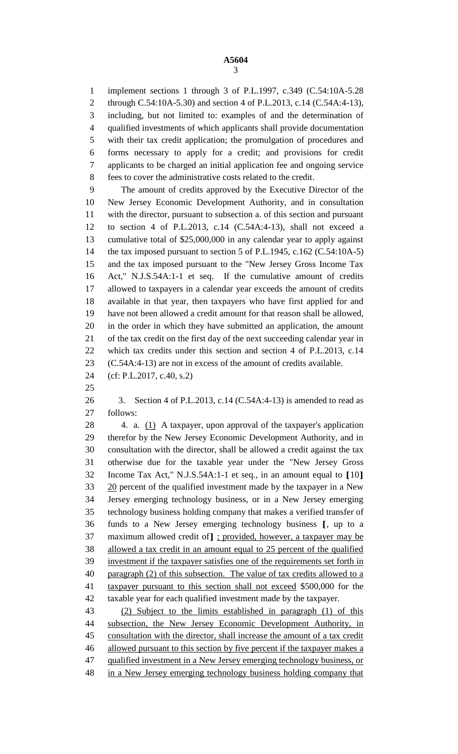implement sections 1 through 3 of P.L.1997, c.349 (C.54:10A-5.28 through C.54:10A-5.30) and section 4 of P.L.2013, c.14 (C.54A:4-13), including, but not limited to: examples of and the determination of qualified investments of which applicants shall provide documentation with their tax credit application; the promulgation of procedures and forms necessary to apply for a credit; and provisions for credit applicants to be charged an initial application fee and ongoing service fees to cover the administrative costs related to the credit.

The amount of credits approved by the Executive Director of the New Jersey Economic Development Authority, and in consultation with the director, pursuant to subsection a. of this section and pursuant to section 4 of P.L.2013, c.14 (C.54A:4-13), shall not exceed a cumulative total of $25,000,000 in any calendar year to apply against the tax imposed pursuant to section 5 of P.L.1945, c.162 (C.54:10A-5) and the tax imposed pursuant to the "New Jersey Gross Income Tax Act," N.J.S.54A:1-1 et seq. If the cumulative amount of credits allowed to taxpayers in a calendar year exceeds the amount of credits available in that year, then taxpayers who have first applied for and have not been allowed a credit amount for that reason shall be allowed, in the order in which they have submitted an application, the amount of the tax credit on the first day of the next succeeding calendar year in which tax credits under this section and section 4 of P.L.2013, c.14 (C.54A:4-13) are not in excess of the amount of credits available.

(cf: P.L.2017, c.40, s.2)

3. Section 4 of P.L.2013, c.14 (C.54A:4-13) is amended to read as follows:

4. a. (1) A taxpayer, upon approval of the taxpayer's application therefor by the New Jersey Economic Development Authority, and in consultation with the director, shall be allowed a credit against the tax otherwise due for the taxable year under the "New Jersey Gross Income Tax Act," N.J.S.54A:1-1 et seq., in an amount equal to **[**10**]** 20 percent of the qualified investment made by the taxpayer in a New Jersey emerging technology business, or in a New Jersey emerging technology business holding company that makes a verified transfer of funds to a New Jersey emerging technology business **[**, up to a maximum allowed credit of**]** ; provided, however, a taxpayer may be allowed a tax credit in an amount equal to 25 percent of the qualified investment if the taxpayer satisfies one of the requirements set forth in paragraph (2) of this subsection. The value of tax credits allowed to a taxpayer pursuant to this section shall not exceed $500,000 for the taxable year for each qualified investment made by the taxpayer.

(2) Subject to the limits established in paragraph (1) of this subsection, the New Jersey Economic Development Authority, in consultation with the director, shall increase the amount of a tax credit allowed pursuant to this section by five percent if the taxpayer makes a qualified investment in a New Jersey emerging technology business, or in a New Jersey emerging technology business holding company that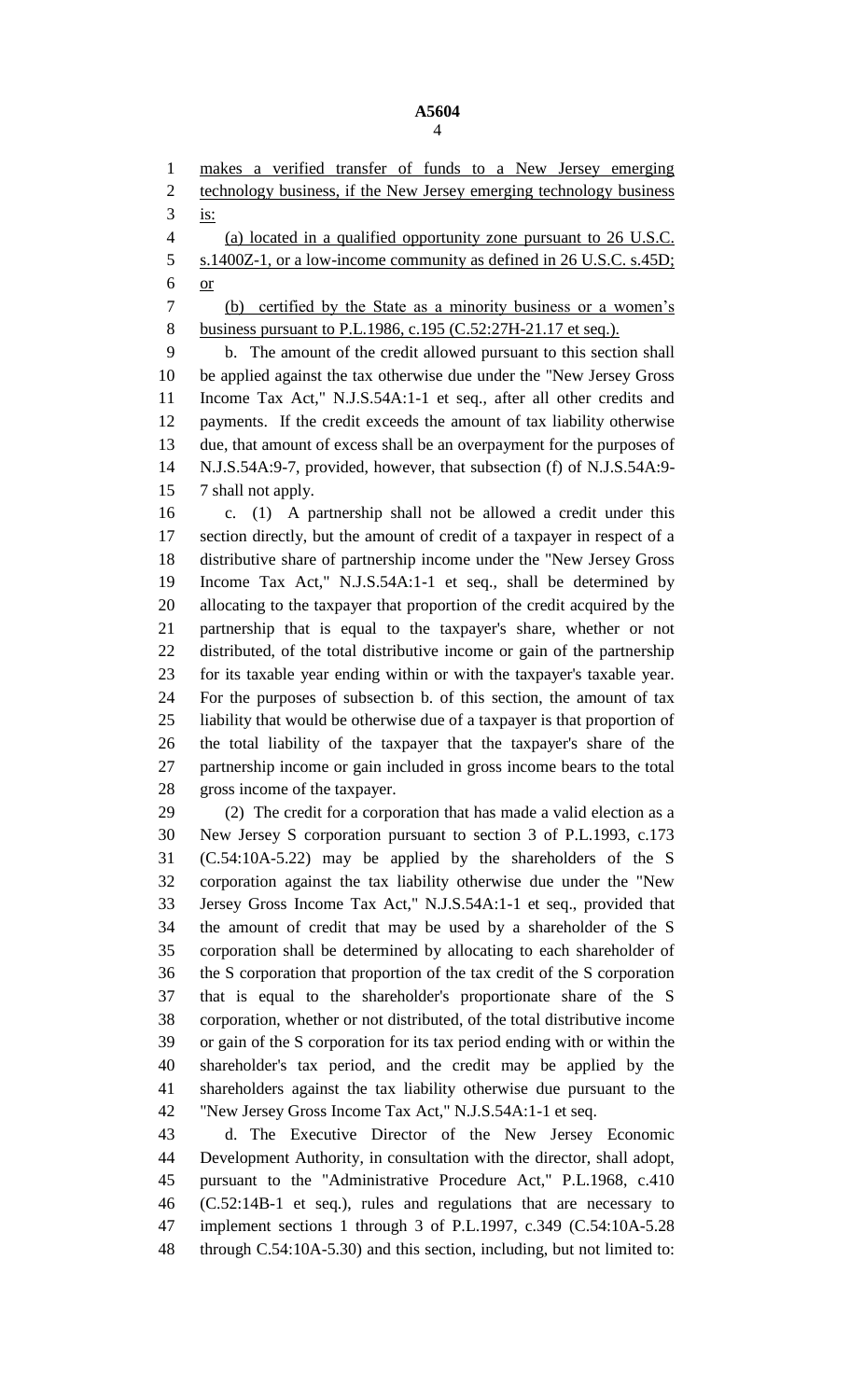makes a verified transfer of funds to a New Jersey emerging technology business, if the New Jersey emerging technology business is:

(a) located in a qualified opportunity zone pursuant to 26 U.S.C. s.1400Z-1, or a low-income community as defined in 26 U.S.C. s.45D; or

(b) certified by the State as a minority business or a women's business pursuant to P.L.1986, c.195 (C.52:27H-21.17 et seq.).

b. The amount of the credit allowed pursuant to this section shall be applied against the tax otherwise due under the "New Jersey Gross Income Tax Act," N.J.S.54A:1-1 et seq., after all other credits and payments. If the credit exceeds the amount of tax liability otherwise due, that amount of excess shall be an overpayment for the purposes of N.J.S.54A:9-7, provided, however, that subsection (f) of N.J.S.54A:9-7 shall not apply.

c. (1) A partnership shall not be allowed a credit under this section directly, but the amount of credit of a taxpayer in respect of a distributive share of partnership income under the "New Jersey Gross Income Tax Act," N.J.S.54A:1-1 et seq., shall be determined by allocating to the taxpayer that proportion of the credit acquired by the partnership that is equal to the taxpayer's share, whether or not distributed, of the total distributive income or gain of the partnership for its taxable year ending within or with the taxpayer's taxable year. For the purposes of subsection b. of this section, the amount of tax liability that would be otherwise due of a taxpayer is that proportion of the total liability of the taxpayer that the taxpayer's share of the partnership income or gain included in gross income bears to the total gross income of the taxpayer.

(2) The credit for a corporation that has made a valid election as a New Jersey S corporation pursuant to section 3 of P.L.1993, c.173 (C.54:10A-5.22) may be applied by the shareholders of the S corporation against the tax liability otherwise due under the "New Jersey Gross Income Tax Act," N.J.S.54A:1-1 et seq., provided that the amount of credit that may be used by a shareholder of the S corporation shall be determined by allocating to each shareholder of the S corporation that proportion of the tax credit of the S corporation that is equal to the shareholder's proportionate share of the S corporation, whether or not distributed, of the total distributive income or gain of the S corporation for its tax period ending with or within the shareholder's tax period, and the credit may be applied by the shareholders against the tax liability otherwise due pursuant to the "New Jersey Gross Income Tax Act," N.J.S.54A:1-1 et seq.

d. The Executive Director of the New Jersey Economic Development Authority, in consultation with the director, shall adopt, pursuant to the "Administrative Procedure Act," P.L.1968, c.410 (C.52:14B-1 et seq.), rules and regulations that are necessary to implement sections 1 through 3 of P.L.1997, c.349 (C.54:10A-5.28 through C.54:10A-5.30) and this section, including, but not limited to: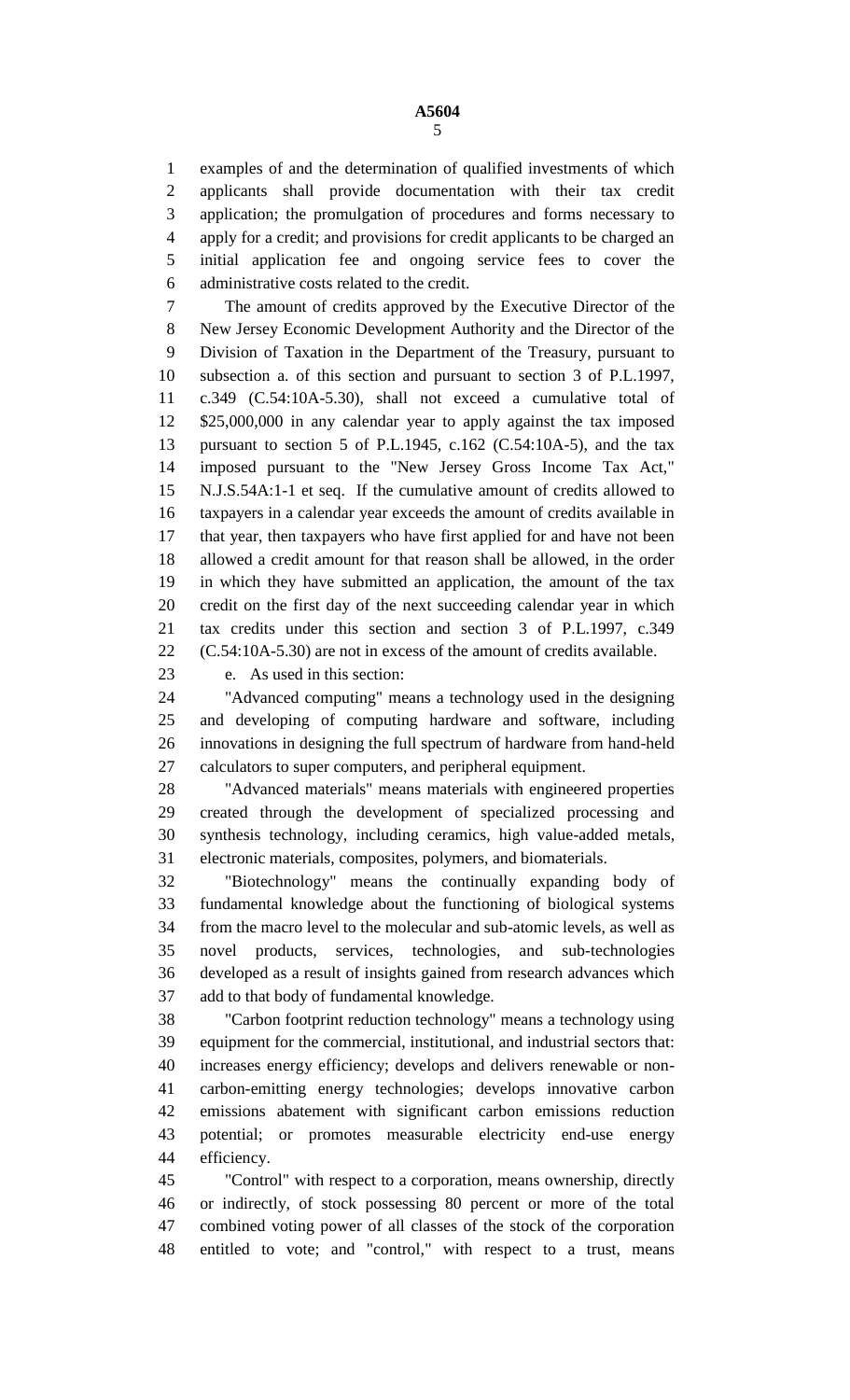examples of and the determination of qualified investments of which applicants shall provide documentation with their tax credit application; the promulgation of procedures and forms necessary to apply for a credit; and provisions for credit applicants to be charged an initial application fee and ongoing service fees to cover the administrative costs related to the credit.

The amount of credits approved by the Executive Director of the New Jersey Economic Development Authority and the Director of the Division of Taxation in the Department of the Treasury, pursuant to subsection a. of this section and pursuant to section 3 of P.L.1997, c.349 (C.54:10A-5.30), shall not exceed a cumulative total of $25,000,000 in any calendar year to apply against the tax imposed pursuant to section 5 of P.L.1945, c.162 (C.54:10A-5), and the tax imposed pursuant to the "New Jersey Gross Income Tax Act," N.J.S.54A:1-1 et seq. If the cumulative amount of credits allowed to taxpayers in a calendar year exceeds the amount of credits available in that year, then taxpayers who have first applied for and have not been allowed a credit amount for that reason shall be allowed, in the order in which they have submitted an application, the amount of the tax credit on the first day of the next succeeding calendar year in which tax credits under this section and section 3 of P.L.1997, c.349 (C.54:10A-5.30) are not in excess of the amount of credits available.

e. As used in this section:

"Advanced computing" means a technology used in the designing and developing of computing hardware and software, including innovations in designing the full spectrum of hardware from hand-held calculators to super computers, and peripheral equipment.

"Advanced materials" means materials with engineered properties created through the development of specialized processing and synthesis technology, including ceramics, high value-added metals, electronic materials, composites, polymers, and biomaterials.

"Biotechnology" means the continually expanding body of fundamental knowledge about the functioning of biological systems from the macro level to the molecular and sub-atomic levels, as well as novel products, services, technologies, and sub-technologies developed as a result of insights gained from research advances which add to that body of fundamental knowledge.

"Carbon footprint reduction technology" means a technology using equipment for the commercial, institutional, and industrial sectors that: increases energy efficiency; develops and delivers renewable or non-carbon-emitting energy technologies; develops innovative carbon emissions abatement with significant carbon emissions reduction potential; or promotes measurable electricity end-use energy efficiency.

"Control" with respect to a corporation, means ownership, directly or indirectly, of stock possessing 80 percent or more of the total combined voting power of all classes of the stock of the corporation entitled to vote; and "control," with respect to a trust, means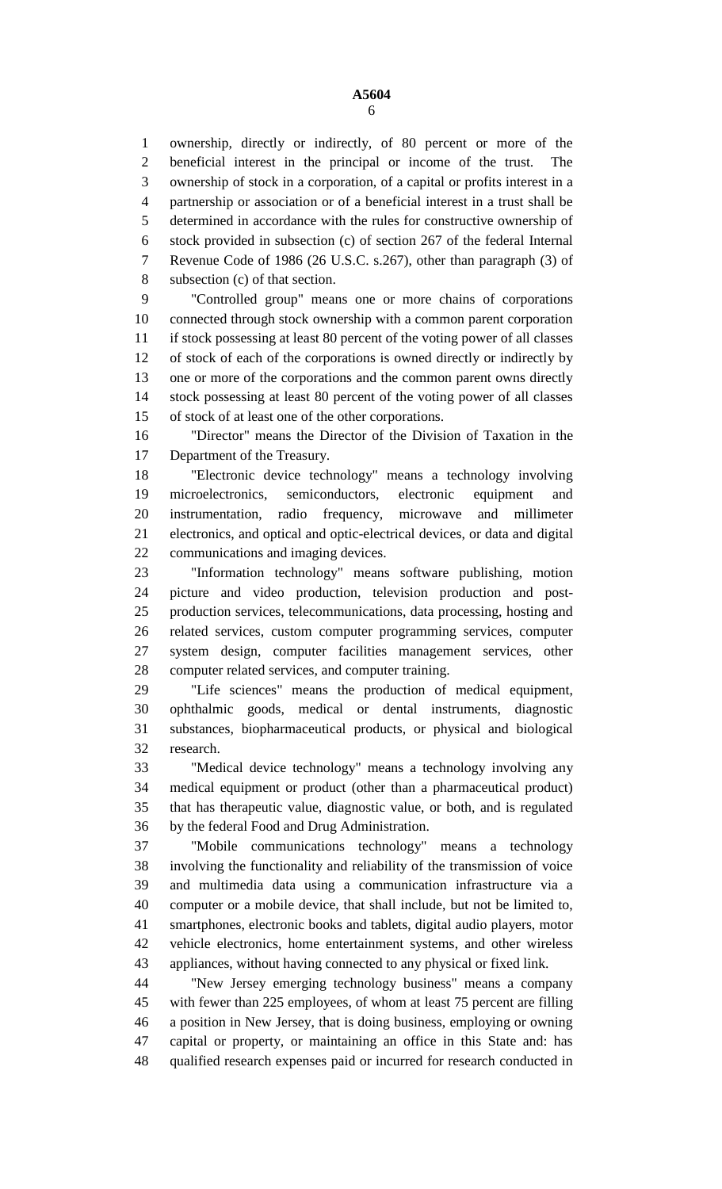ownership, directly or indirectly, of 80 percent or more of the beneficial interest in the principal or income of the trust. The ownership of stock in a corporation, of a capital or profits interest in a partnership or association or of a beneficial interest in a trust shall be determined in accordance with the rules for constructive ownership of stock provided in subsection (c) of section 267 of the federal Internal Revenue Code of 1986 (26 U.S.C. s.267), other than paragraph (3) of subsection (c) of that section.

"Controlled group" means one or more chains of corporations connected through stock ownership with a common parent corporation if stock possessing at least 80 percent of the voting power of all classes of stock of each of the corporations is owned directly or indirectly by one or more of the corporations and the common parent owns directly stock possessing at least 80 percent of the voting power of all classes of stock of at least one of the other corporations.

"Director" means the Director of the Division of Taxation in the Department of the Treasury.

"Electronic device technology" means a technology involving microelectronics, semiconductors, electronic equipment and instrumentation, radio frequency, microwave and millimeter electronics, and optical and optic-electrical devices, or data and digital communications and imaging devices.

"Information technology" means software publishing, motion picture and video production, television production and post-production services, telecommunications, data processing, hosting and related services, custom computer programming services, computer system design, computer facilities management services, other computer related services, and computer training.

"Life sciences" means the production of medical equipment, ophthalmic goods, medical or dental instruments, diagnostic substances, biopharmaceutical products, or physical and biological research.

"Medical device technology" means a technology involving any medical equipment or product (other than a pharmaceutical product) that has therapeutic value, diagnostic value, or both, and is regulated by the federal Food and Drug Administration.

"Mobile communications technology" means a technology involving the functionality and reliability of the transmission of voice and multimedia data using a communication infrastructure via a computer or a mobile device, that shall include, but not be limited to, smartphones, electronic books and tablets, digital audio players, motor vehicle electronics, home entertainment systems, and other wireless appliances, without having connected to any physical or fixed link.

"New Jersey emerging technology business" means a company with fewer than 225 employees, of whom at least 75 percent are filling a position in New Jersey, that is doing business, employing or owning capital or property, or maintaining an office in this State and: has qualified research expenses paid or incurred for research conducted in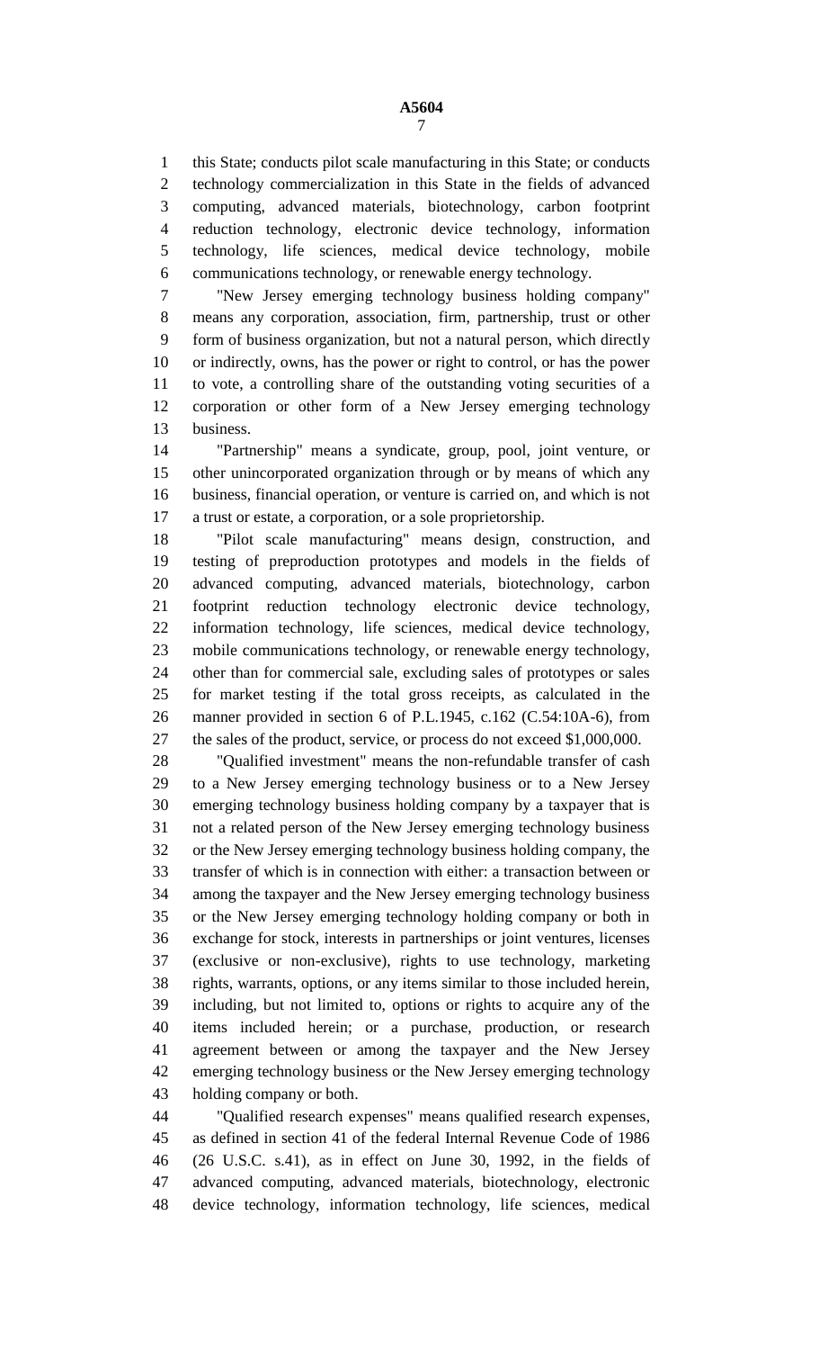this State; conducts pilot scale manufacturing in this State; or conducts technology commercialization in this State in the fields of advanced computing, advanced materials, biotechnology, carbon footprint reduction technology, electronic device technology, information technology, life sciences, medical device technology, mobile communications technology, or renewable energy technology.

"New Jersey emerging technology business holding company" means any corporation, association, firm, partnership, trust or other form of business organization, but not a natural person, which directly or indirectly, owns, has the power or right to control, or has the power to vote, a controlling share of the outstanding voting securities of a corporation or other form of a New Jersey emerging technology business.

"Partnership" means a syndicate, group, pool, joint venture, or other unincorporated organization through or by means of which any business, financial operation, or venture is carried on, and which is not a trust or estate, a corporation, or a sole proprietorship.

"Pilot scale manufacturing" means design, construction, and testing of preproduction prototypes and models in the fields of advanced computing, advanced materials, biotechnology, carbon footprint reduction technology electronic device technology, information technology, life sciences, medical device technology, mobile communications technology, or renewable energy technology, other than for commercial sale, excluding sales of prototypes or sales for market testing if the total gross receipts, as calculated in the manner provided in section 6 of P.L.1945, c.162 (C.54:10A-6), from the sales of the product, service, or process do not exceed $1,000,000.

"Qualified investment" means the non-refundable transfer of cash to a New Jersey emerging technology business or to a New Jersey emerging technology business holding company by a taxpayer that is not a related person of the New Jersey emerging technology business or the New Jersey emerging technology business holding company, the transfer of which is in connection with either: a transaction between or among the taxpayer and the New Jersey emerging technology business or the New Jersey emerging technology holding company or both in exchange for stock, interests in partnerships or joint ventures, licenses (exclusive or non-exclusive), rights to use technology, marketing rights, warrants, options, or any items similar to those included herein, including, but not limited to, options or rights to acquire any of the items included herein; or a purchase, production, or research agreement between or among the taxpayer and the New Jersey emerging technology business or the New Jersey emerging technology holding company or both.

"Qualified research expenses" means qualified research expenses, as defined in section 41 of the federal Internal Revenue Code of 1986 (26 U.S.C. s.41), as in effect on June 30, 1992, in the fields of advanced computing, advanced materials, biotechnology, electronic device technology, information technology, life sciences, medical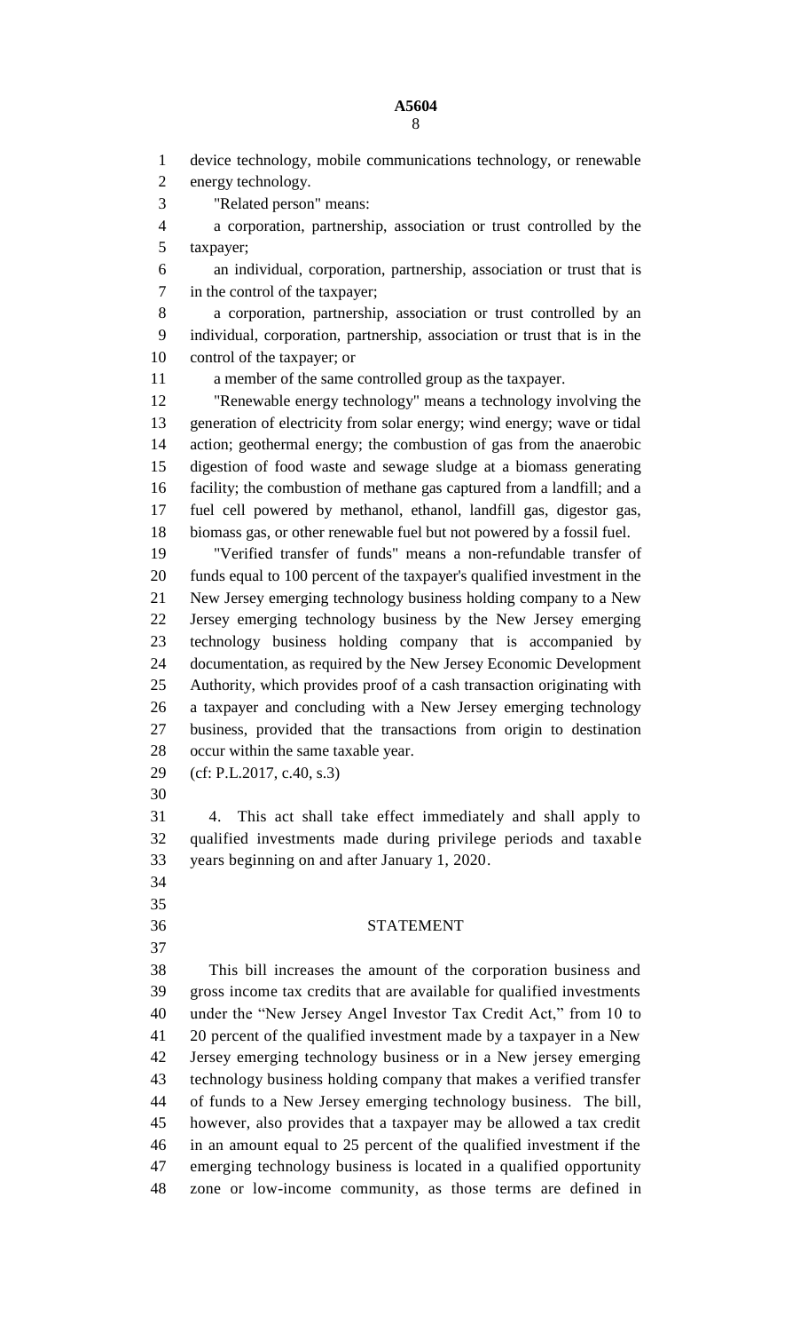device technology, mobile communications technology, or renewable energy technology.

"Related person" means:

a corporation, partnership, association or trust controlled by the taxpayer;

an individual, corporation, partnership, association or trust that is in the control of the taxpayer;

a corporation, partnership, association or trust controlled by an individual, corporation, partnership, association or trust that is in the control of the taxpayer; or

a member of the same controlled group as the taxpayer.

"Renewable energy technology" means a technology involving the generation of electricity from solar energy; wind energy; wave or tidal action; geothermal energy; the combustion of gas from the anaerobic digestion of food waste and sewage sludge at a biomass generating facility; the combustion of methane gas captured from a landfill; and a fuel cell powered by methanol, ethanol, landfill gas, digestor gas, biomass gas, or other renewable fuel but not powered by a fossil fuel.

"Verified transfer of funds" means a non-refundable transfer of funds equal to 100 percent of the taxpayer's qualified investment in the New Jersey emerging technology business holding company to a New Jersey emerging technology business by the New Jersey emerging technology business holding company that is accompanied by documentation, as required by the New Jersey Economic Development Authority, which provides proof of a cash transaction originating with a taxpayer and concluding with a New Jersey emerging technology business, provided that the transactions from origin to destination occur within the same taxable year.

(cf: P.L.2017, c.40, s.3)

4. This act shall take effect immediately and shall apply to qualified investments made during privilege periods and taxable years beginning on and after January 1, 2020.

## STATEMENT

This bill increases the amount of the corporation business and gross income tax credits that are available for qualified investments under the "New Jersey Angel Investor Tax Credit Act," from 10 to 20 percent of the qualified investment made by a taxpayer in a New Jersey emerging technology business or in a New jersey emerging technology business holding company that makes a verified transfer of funds to a New Jersey emerging technology business. The bill, however, also provides that a taxpayer may be allowed a tax credit in an amount equal to 25 percent of the qualified investment if the emerging technology business is located in a qualified opportunity zone or low-income community, as those terms are defined in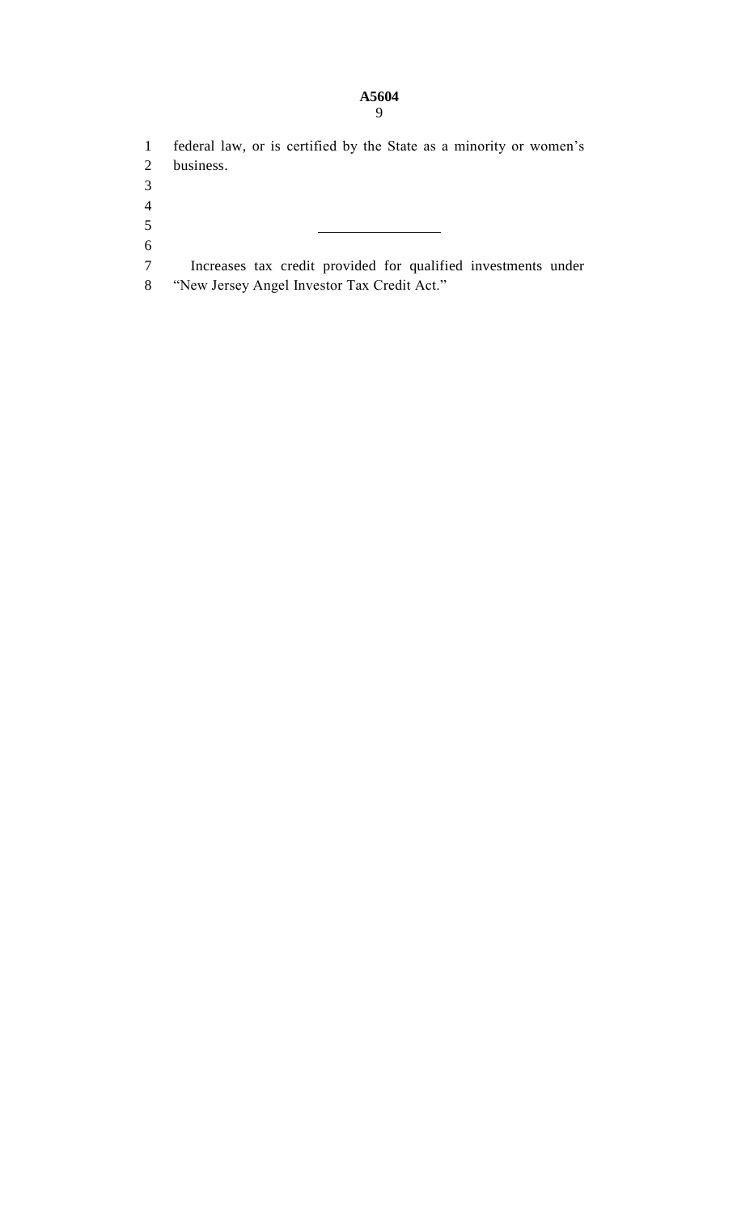federal law, or is certified by the State as a minority or women's business.

---

Increases tax credit provided for qualified investments under "New Jersey Angel Investor Tax Credit Act."